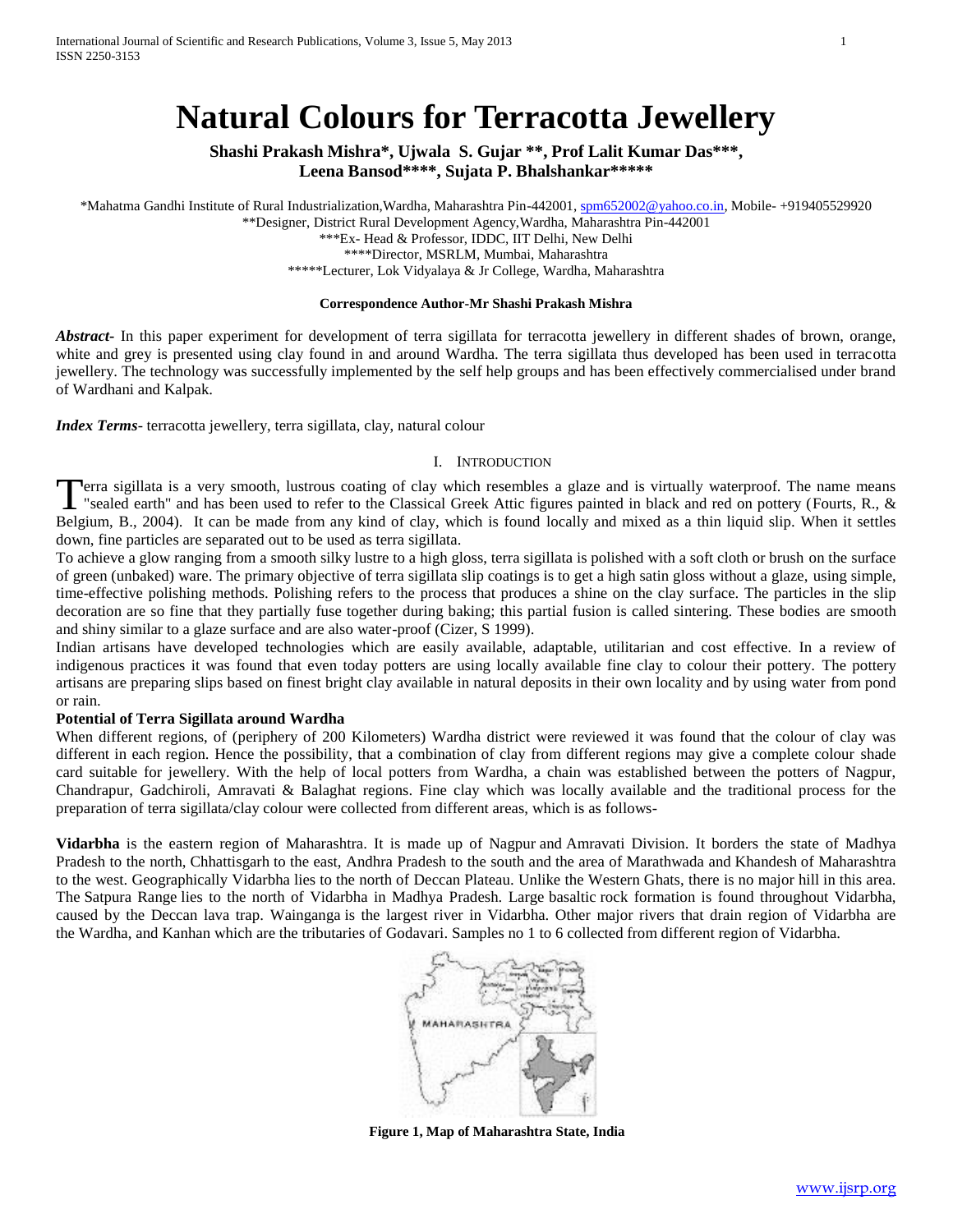# Natural Colours for Terracotta Jewellery

**Shashi Prakash Mishra\*, Ujwala S. Gujar \*\*, Prof Lalit Kumar Das\*\*\*, Leena Bansod\*\*\*\*, Sujata P. Bhalshankar\*\*\*\*\***

\*Mahatma Gandhi Institute of Rural Industrialization,Wardha, Maharashtra Pin-442001, spm652002@yahoo.co.in, Mobile- +919405529920
\*\*Designer, District Rural Development Agency,Wardha, Maharashtra Pin-442001
\*\*\*Ex- Head & Professor, IDDC, IIT Delhi, New Delhi
\*\*\*\*Director, MSRLM, Mumbai, Maharashtra
\*\*\*\*\*Lecturer, Lok Vidyalaya & Jr College, Wardha, Maharashtra

**Correspondence Author-Mr Shashi Prakash Mishra**

***Abstract***- In this paper experiment for development of terra sigillata for terracotta jewellery in different shades of brown, orange, white and grey is presented using clay found in and around Wardha. The terra sigillata thus developed has been used in terracotta jewellery. The technology was successfully implemented by the self help groups and has been effectively commercialised under brand of Wardhani and Kalpak.

***Index Terms***- terracotta jewellery, terra sigillata, clay, natural colour

## I. Introduction

Terra sigillata is a very smooth, lustrous coating of clay which resembles a glaze and is virtually waterproof. The name means "sealed earth" and has been used to refer to the Classical Greek Attic figures painted in black and red on pottery (Fourts, R., & Belgium, B., 2004). It can be made from any kind of clay, which is found locally and mixed as a thin liquid slip. When it settles down, fine particles are separated out to be used as terra sigillata.

To achieve a glow ranging from a smooth silky lustre to a high gloss, terra sigillata is polished with a soft cloth or brush on the surface of green (unbaked) ware. The primary objective of terra sigillata slip coatings is to get a high satin gloss without a glaze, using simple, time-effective polishing methods. Polishing refers to the process that produces a shine on the clay surface. The particles in the slip decoration are so fine that they partially fuse together during baking; this partial fusion is called sintering. These bodies are smooth and shiny similar to a glaze surface and are also water-proof (Cizer, S 1999).

Indian artisans have developed technologies which are easily available, adaptable, utilitarian and cost effective. In a review of indigenous practices it was found that even today potters are using locally available fine clay to colour their pottery. The pottery artisans are preparing slips based on finest bright clay available in natural deposits in their own locality and by using water from pond or rain.

### Potential of Terra Sigillata around Wardha

When different regions, of (periphery of 200 Kilometers) Wardha district were reviewed it was found that the colour of clay was different in each region. Hence the possibility, that a combination of clay from different regions may give a complete colour shade card suitable for jewellery. With the help of local potters from Wardha, a chain was established between the potters of Nagpur, Chandrapur, Gadchiroli, Amravati & Balaghat regions. Fine clay which was locally available and the traditional process for the preparation of terra sigillata/clay colour were collected from different areas, which is as follows-

**Vidarbha** is the eastern region of Maharashtra. It is made up of Nagpur and Amravati Division. It borders the state of Madhya Pradesh to the north, Chhattisgarh to the east, Andhra Pradesh to the south and the area of Marathwada and Khandesh of Maharashtra to the west. Geographically Vidarbha lies to the north of Deccan Plateau. Unlike the Western Ghats, there is no major hill in this area. The Satpura Range lies to the north of Vidarbha in Madhya Pradesh. Large basaltic rock formation is found throughout Vidarbha, caused by the Deccan lava trap. Wainganga is the largest river in Vidarbha. Other major rivers that drain region of Vidarbha are the Wardha, and Kanhan which are the tributaries of Godavari. Samples no 1 to 6 collected from different region of Vidarbha.

**Figure 1, Map of Maharashtra State, India**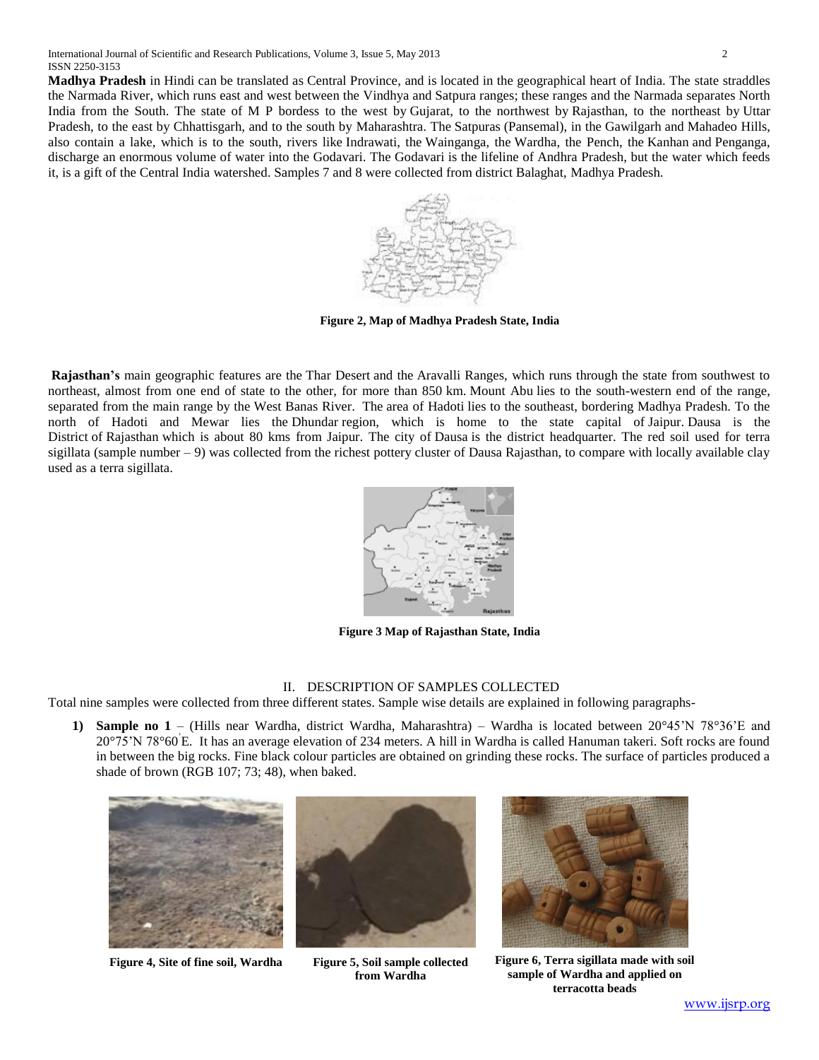**Madhya Pradesh** in Hindi can be translated as Central Province, and is located in the geographical heart of India. The state straddles the Narmada River, which runs east and west between the Vindhya and Satpura ranges; these ranges and the Narmada separates North India from the South. The state of M P bordess to the west by Gujarat, to the northwest by Rajasthan, to the northeast by Uttar Pradesh, to the east by Chhattisgarh, and to the south by Maharashtra. The Satpuras (Pansemal), in the Gawilgarh and Mahadeo Hills, also contain a lake, which is to the south, rivers like Indrawati, the Wainganga, the Wardha, the Pench, the Kanhan and Penganga, discharge an enormous volume of water into the Godavari. The Godavari is the lifeline of Andhra Pradesh, but the water which feeds it, is a gift of the Central India watershed. Samples 7 and 8 were collected from district Balaghat, Madhya Pradesh.

**Figure 2, Map of Madhya Pradesh State, India**

**Rajasthan's** main geographic features are the Thar Desert and the Aravalli Ranges, which runs through the state from southwest to northeast, almost from one end of state to the other, for more than 850 km. Mount Abu lies to the south-western end of the range, separated from the main range by the West Banas River. The area of Hadoti lies to the southeast, bordering Madhya Pradesh. To the north of Hadoti and Mewar lies the Dhundar region, which is home to the state capital of Jaipur. Dausa is the District of Rajasthan which is about 80 kms from Jaipur. The city of Dausa is the district headquarter. The red soil used for terra sigillata (sample number – 9) was collected from the richest pottery cluster of Dausa Rajasthan, to compare with locally available clay used as a terra sigillata.

**Figure 3 Map of Rajasthan State, India**

## II. DESCRIPTION OF SAMPLES COLLECTED

Total nine samples were collected from three different states. Sample wise details are explained in following paragraphs-

1) **Sample no 1** – (Hills near Wardha, district Wardha, Maharashtra) – Wardha is located between 20°45'N 78°36'E and 20°75'N 78°60'E. It has an average elevation of 234 meters. A hill in Wardha is called Hanuman takeri. Soft rocks are found in between the big rocks. Fine black colour particles are obtained on grinding these rocks. The surface of particles produced a shade of brown (RGB 107; 73; 48), when baked.

**Figure 4, Site of fine soil, Wardha**

**Figure 5, Soil sample collected from Wardha**

**Figure 6, Terra sigillata made with soil sample of Wardha and applied on terracotta beads**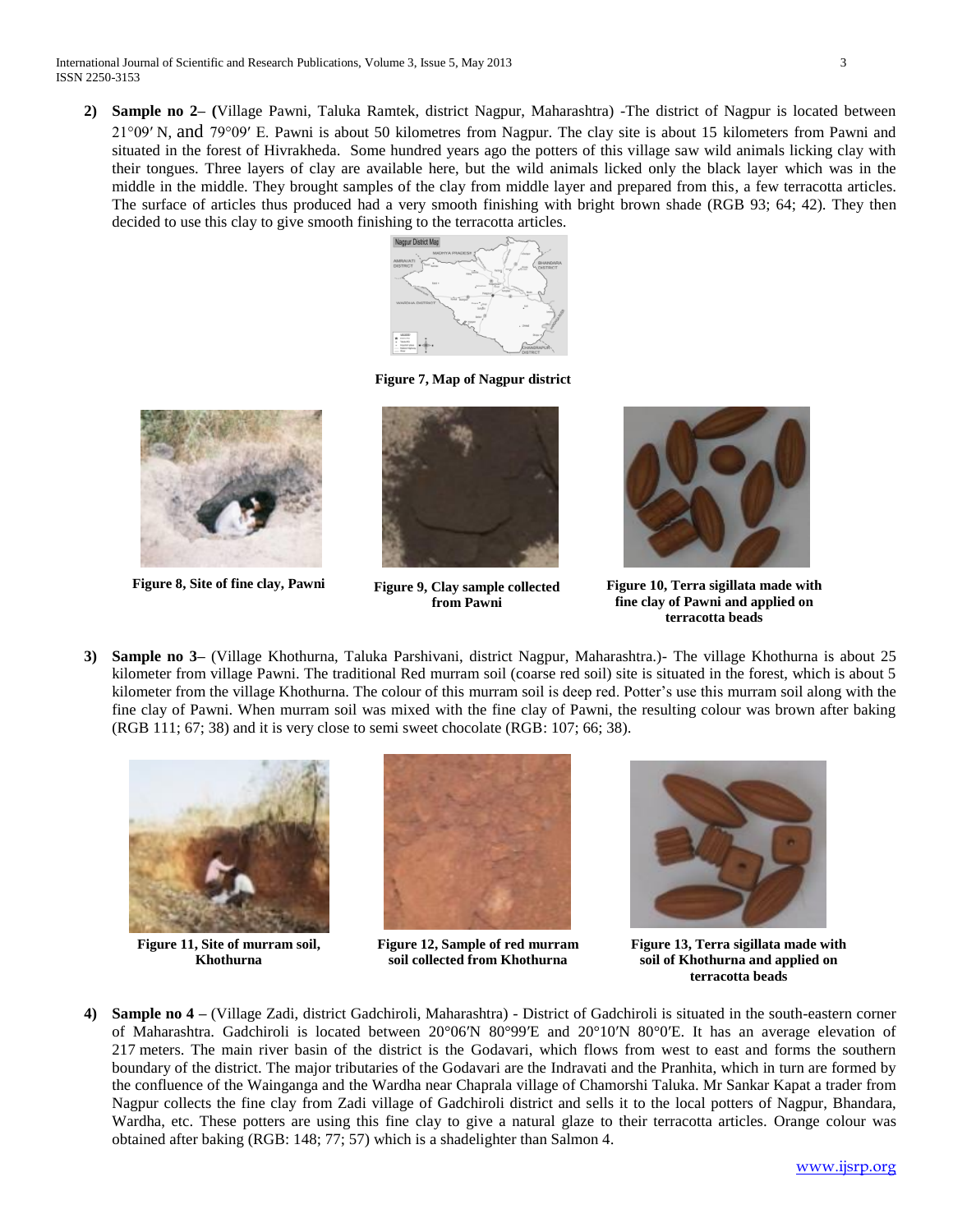2) **Sample no 2– (**Village Pawni, Taluka Ramtek, district Nagpur, Maharashtra) -The district of Nagpur is located between 21°09′ N, and 79°09′ E. Pawni is about 50 kilometres from Nagpur. The clay site is about 15 kilometers from Pawni and situated in the forest of Hivrakheda. Some hundred years ago the potters of this village saw wild animals licking clay with their tongues. Three layers of clay are available here, but the wild animals licked only the black layer which was in the middle in the middle. They brought samples of the clay from middle layer and prepared from this, a few terracotta articles. The surface of articles thus produced had a very smooth finishing with bright brown shade (RGB 93; 64; 42). They then decided to use this clay to give smooth finishing to the terracotta articles.

**Figure 7, Map of Nagpur district**

**Figure 8, Site of fine clay, Pawni**

**Figure 9, Clay sample collected from Pawni**

**Figure 10, Terra sigillata made with fine clay of Pawni and applied on terracotta beads**

3) **Sample no 3–** (Village Khothurna, Taluka Parshivani, district Nagpur, Maharashtra.)- The village Khothurna is about 25 kilometer from village Pawni. The traditional Red murram soil (coarse red soil) site is situated in the forest, which is about 5 kilometer from the village Khothurna. The colour of this murram soil is deep red. Potter's use this murram soil along with the fine clay of Pawni. When murram soil was mixed with the fine clay of Pawni, the resulting colour was brown after baking (RGB 111; 67; 38) and it is very close to semi sweet chocolate (RGB: 107; 66; 38).

**Figure 11, Site of murram soil, Khothurna**

**Figure 12, Sample of red murram soil collected from Khothurna**

**Figure 13, Terra sigillata made with soil of Khothurna and applied on terracotta beads**

4) **Sample no 4 –** (Village Zadi, district Gadchiroli, Maharashtra) - District of Gadchiroli is situated in the south-eastern corner of Maharashtra. Gadchiroli is located between 20°06′N 80°99′E and 20°10′N 80°0′E. It has an average elevation of 217 meters. The main river basin of the district is the Godavari, which flows from west to east and forms the southern boundary of the district. The major tributaries of the Godavari are the Indravati and the Pranhita, which in turn are formed by the confluence of the Wainganga and the Wardha near Chaprala village of Chamorshi Taluka. Mr Sankar Kapat a trader from Nagpur collects the fine clay from Zadi village of Gadchiroli district and sells it to the local potters of Nagpur, Bhandara, Wardha, etc. These potters are using this fine clay to give a natural glaze to their terracotta articles. Orange colour was obtained after baking (RGB: 148; 77; 57) which is a shadelighter than Salmon 4.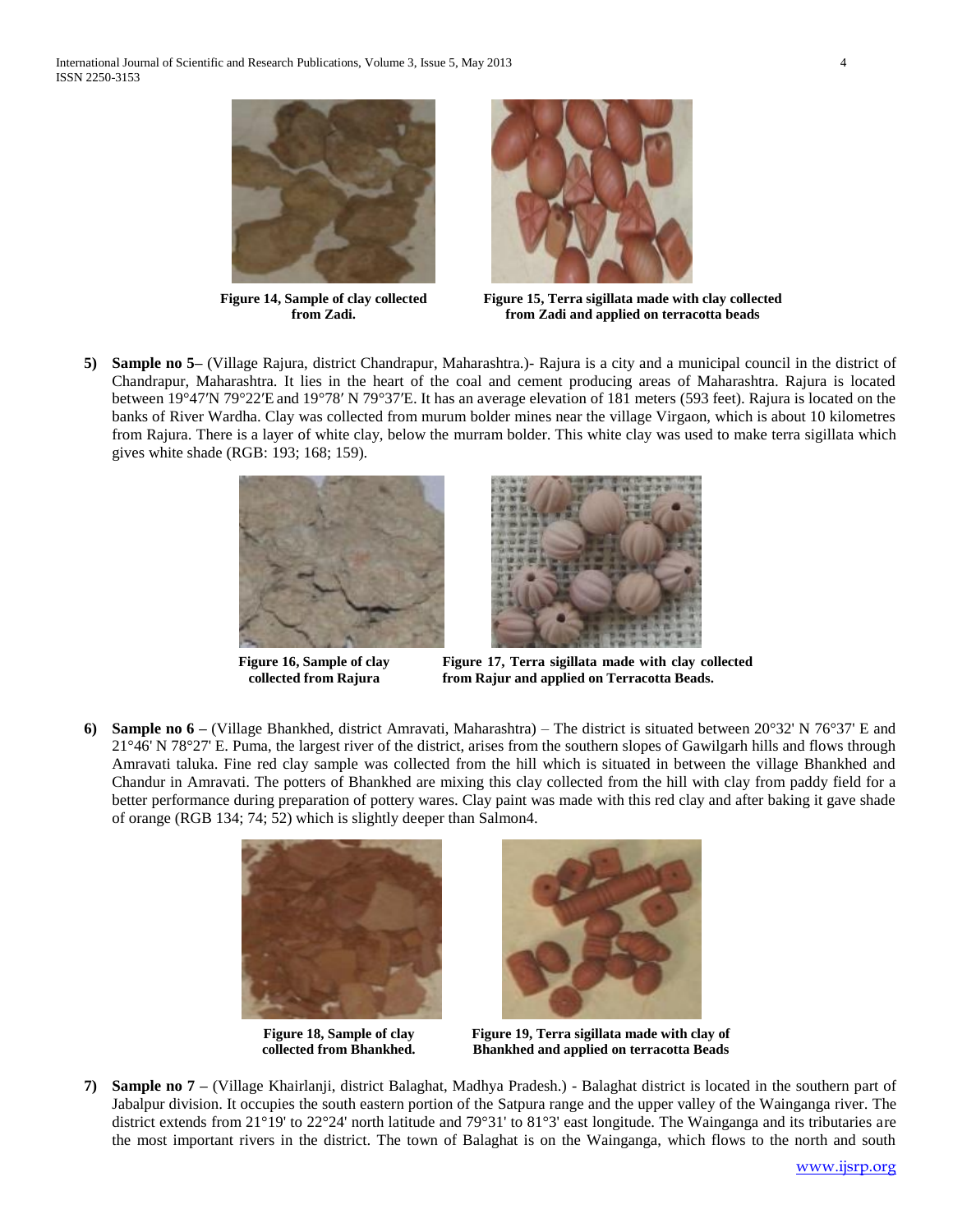Figure 14, Sample of clay collected from Zadi.

Figure 15, Terra sigillata made with clay collected from Zadi and applied on terracotta beads

5) **Sample no 5–** (Village Rajura, district Chandrapur, Maharashtra.)- Rajura is a city and a municipal council in the district of Chandrapur, Maharashtra. It lies in the heart of the coal and cement producing areas of Maharashtra. Rajura is located between 19°47′N 79°22′E and 19°78′ N 79°37′E. It has an average elevation of 181 meters (593 feet). Rajura is located on the banks of River Wardha. Clay was collected from murum bolder mines near the village Virgaon, which is about 10 kilometres from Rajura. There is a layer of white clay, below the murram bolder. This white clay was used to make terra sigillata which gives white shade (RGB: 193; 168; 159).

Figure 16, Sample of clay collected from Rajura

Figure 17, Terra sigillata made with clay collected from Rajur and applied on Terracotta Beads.

6) **Sample no 6 –** (Village Bhankhed, district Amravati, Maharashtra) – The district is situated between 20°32' N 76°37' E and 21°46' N 78°27' E. Puma, the largest river of the district, arises from the southern slopes of Gawilgarh hills and flows through Amravati taluka. Fine red clay sample was collected from the hill which is situated in between the village Bhankhed and Chandur in Amravati. The potters of Bhankhed are mixing this clay collected from the hill with clay from paddy field for a better performance during preparation of pottery wares. Clay paint was made with this red clay and after baking it gave shade of orange (RGB 134; 74; 52) which is slightly deeper than Salmon4.

Figure 18, Sample of clay collected from Bhankhed.

Figure 19, Terra sigillata made with clay of Bhankhed and applied on terracotta Beads

7) **Sample no 7 –** (Village Khairlanji, district Balaghat, Madhya Pradesh.) - Balaghat district is located in the southern part of Jabalpur division. It occupies the south eastern portion of the Satpura range and the upper valley of the Wainganga river. The district extends from 21°19' to 22°24' north latitude and 79°31' to 81°3' east longitude. The Wainganga and its tributaries are the most important rivers in the district. The town of Balaghat is on the Wainganga, which flows to the north and south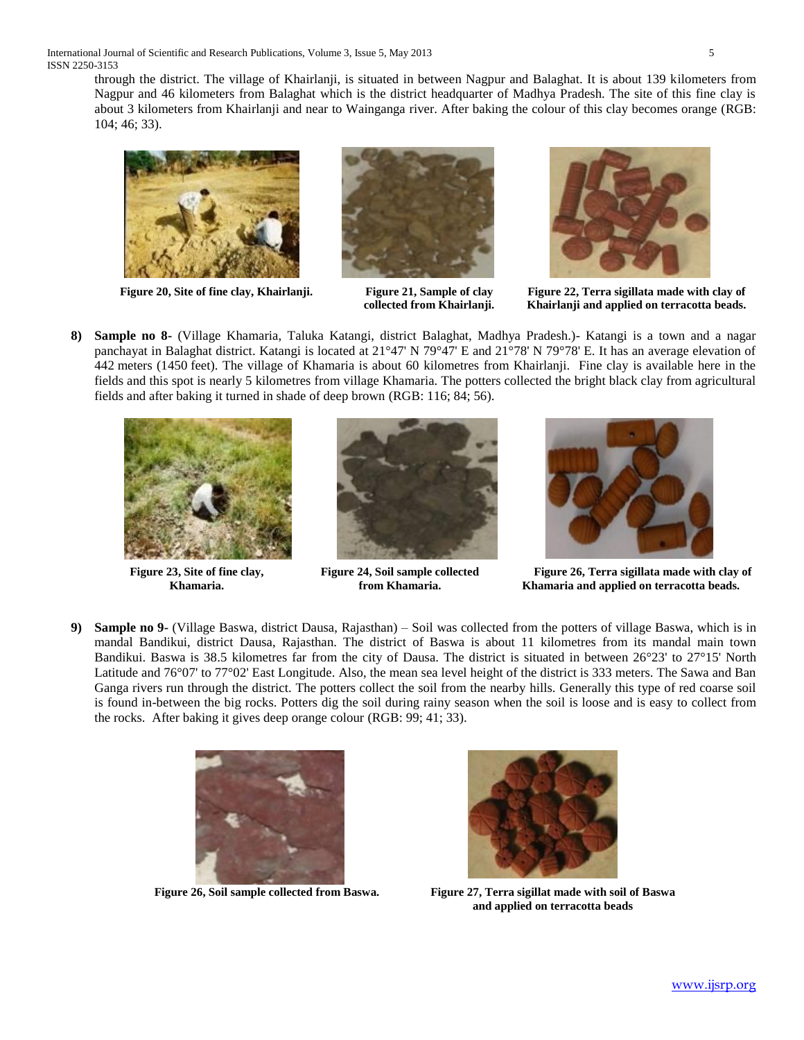through the district. The village of Khairlanji, is situated in between Nagpur and Balaghat. It is about 139 kilometers from Nagpur and 46 kilometers from Balaghat which is the district headquarter of Madhya Pradesh. The site of this fine clay is about 3 kilometers from Khairlanji and near to Wainganga river. After baking the colour of this clay becomes orange (RGB: 104; 46; 33).

**Figure 20, Site of fine clay, Khairlanji.**

**Figure 21, Sample of clay collected from Khairlanji.**

**Figure 22, Terra sigillata made with clay of Khairlanji and applied on terracotta beads.**

8) **Sample no 8-** (Village Khamaria, Taluka Katangi, district Balaghat, Madhya Pradesh.)- Katangi is a town and a nagar panchayat in Balaghat district. Katangi is located at 21°47' N 79°47' E and 21°78' N 79°78' E. It has an average elevation of 442 meters (1450 feet). The village of Khamaria is about 60 kilometres from Khairlanji. Fine clay is available here in the fields and this spot is nearly 5 kilometres from village Khamaria. The potters collected the bright black clay from agricultural fields and after baking it turned in shade of deep brown (RGB: 116; 84; 56).

**Figure 23, Site of fine clay, Khamaria.**

**Figure 24, Soil sample collected from Khamaria.**

**Figure 26, Terra sigillata made with clay of Khamaria and applied on terracotta beads.**

9) **Sample no 9-** (Village Baswa, district Dausa, Rajasthan) – Soil was collected from the potters of village Baswa, which is in mandal Bandikui, district Dausa, Rajasthan. The district of Baswa is about 11 kilometres from its mandal main town Bandikui. Baswa is 38.5 kilometres far from the city of Dausa. The district is situated in between 26°23' to 27°15' North Latitude and 76°07' to 77°02' East Longitude. Also, the mean sea level height of the district is 333 meters. The Sawa and Ban Ganga rivers run through the district. The potters collect the soil from the nearby hills. Generally this type of red coarse soil is found in-between the big rocks. Potters dig the soil during rainy season when the soil is loose and is easy to collect from the rocks. After baking it gives deep orange colour (RGB: 99; 41; 33).

**Figure 26, Soil sample collected from Baswa.**

**Figure 27, Terra sigillat made with soil of Baswa and applied on terracotta beads**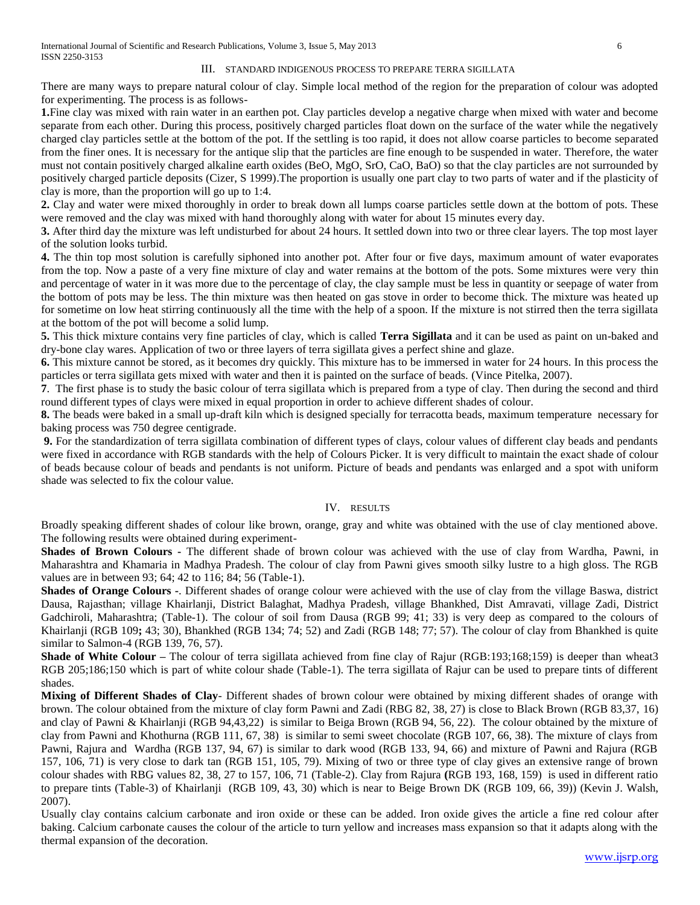## III. STANDARD INDIGENOUS PROCESS TO PREPARE TERRA SIGILLATA

There are many ways to prepare natural colour of clay. Simple local method of the region for the preparation of colour was adopted for experimenting. The process is as follows-

**1.**Fine clay was mixed with rain water in an earthen pot. Clay particles develop a negative charge when mixed with water and become separate from each other. During this process, positively charged particles float down on the surface of the water while the negatively charged clay particles settle at the bottom of the pot. If the settling is too rapid, it does not allow coarse particles to become separated from the finer ones. It is necessary for the antique slip that the particles are fine enough to be suspended in water. Therefore, the water must not contain positively charged alkaline earth oxides (BeO, MgO, SrO, CaO, BaO) so that the clay particles are not surrounded by positively charged particle deposits (Cizer, S 1999).The proportion is usually one part clay to two parts of water and if the plasticity of clay is more, than the proportion will go up to 1:4.

**2.** Clay and water were mixed thoroughly in order to break down all lumps coarse particles settle down at the bottom of pots. These were removed and the clay was mixed with hand thoroughly along with water for about 15 minutes every day.

**3.** After third day the mixture was left undisturbed for about 24 hours. It settled down into two or three clear layers. The top most layer of the solution looks turbid.

**4.** The thin top most solution is carefully siphoned into another pot. After four or five days, maximum amount of water evaporates from the top. Now a paste of a very fine mixture of clay and water remains at the bottom of the pots. Some mixtures were very thin and percentage of water in it was more due to the percentage of clay, the clay sample must be less in quantity or seepage of water from the bottom of pots may be less. The thin mixture was then heated on gas stove in order to become thick. The mixture was heated up for sometime on low heat stirring continuously all the time with the help of a spoon. If the mixture is not stirred then the terra sigillata at the bottom of the pot will become a solid lump.

**5.** This thick mixture contains very fine particles of clay, which is called **Terra Sigillata** and it can be used as paint on un-baked and dry-bone clay wares. Application of two or three layers of terra sigillata gives a perfect shine and glaze.

**6.** This mixture cannot be stored, as it becomes dry quickly. This mixture has to be immersed in water for 24 hours. In this process the particles or terra sigillata gets mixed with water and then it is painted on the surface of beads. (Vince Pitelka, 2007).

**7**. The first phase is to study the basic colour of terra sigillata which is prepared from a type of clay. Then during the second and third round different types of clays were mixed in equal proportion in order to achieve different shades of colour.

**8.** The beads were baked in a small up-draft kiln which is designed specially for terracotta beads, maximum temperature necessary for baking process was 750 degree centigrade.

**9.** For the standardization of terra sigillata combination of different types of clays, colour values of different clay beads and pendants were fixed in accordance with RGB standards with the help of Colours Picker. It is very difficult to maintain the exact shade of colour of beads because colour of beads and pendants is not uniform. Picture of beads and pendants was enlarged and a spot with uniform shade was selected to fix the colour value.

## IV. RESULTS

Broadly speaking different shades of colour like brown, orange, gray and white was obtained with the use of clay mentioned above. The following results were obtained during experiment-

**Shades of Brown Colours -** The different shade of brown colour was achieved with the use of clay from Wardha, Pawni, in Maharashtra and Khamaria in Madhya Pradesh. The colour of clay from Pawni gives smooth silky lustre to a high gloss. The RGB values are in between 93; 64; 42 to 116; 84; 56 (Table-1).

**Shades of Orange Colours -**. Different shades of orange colour were achieved with the use of clay from the village Baswa, district Dausa, Rajasthan; village Khairlanji, District Balaghat, Madhya Pradesh, village Bhankhed, Dist Amravati, village Zadi, District Gadchiroli, Maharashtra; (Table-1). The colour of soil from Dausa (RGB 99; 41; 33) is very deep as compared to the colours of Khairlanji (RGB 109**;** 43; 30), Bhankhed (RGB 134; 74; 52) and Zadi (RGB 148; 77; 57). The colour of clay from Bhankhed is quite similar to Salmon-4 (RGB 139, 76, 57).

**Shade of White Colour –** The colour of terra sigillata achieved from fine clay of Rajur (RGB:193;168;159) is deeper than wheat3 RGB 205;186;150 which is part of white colour shade (Table-1). The terra sigillata of Rajur can be used to prepare tints of different shades.

**Mixing of Different Shades of Clay**- Different shades of brown colour were obtained by mixing different shades of orange with brown. The colour obtained from the mixture of clay form Pawni and Zadi (RBG 82, 38, 27) is close to Black Brown (RGB 83,37, 16) and clay of Pawni & Khairlanji (RGB 94,43,22) is similar to Beiga Brown (RGB 94, 56, 22). The colour obtained by the mixture of clay from Pawni and Khothurna (RGB 111, 67, 38) is similar to semi sweet chocolate (RGB 107, 66, 38). The mixture of clays from Pawni, Rajura and Wardha (RGB 137, 94, 67) is similar to dark wood (RGB 133, 94, 66) and mixture of Pawni and Rajura (RGB 157, 106, 71) is very close to dark tan (RGB 151, 105, 79). Mixing of two or three type of clay gives an extensive range of brown colour shades with RBG values 82, 38, 27 to 157, 106, 71 (Table-2). Clay from Rajura **(**RGB 193, 168, 159) is used in different ratio to prepare tints (Table-3) of Khairlanji (RGB 109, 43, 30) which is near to Beige Brown DK (RGB 109, 66, 39)) (Kevin J. Walsh, 2007).

Usually clay contains calcium carbonate and iron oxide or these can be added. Iron oxide gives the article a fine red colour after baking. Calcium carbonate causes the colour of the article to turn yellow and increases mass expansion so that it adapts along with the thermal expansion of the decoration.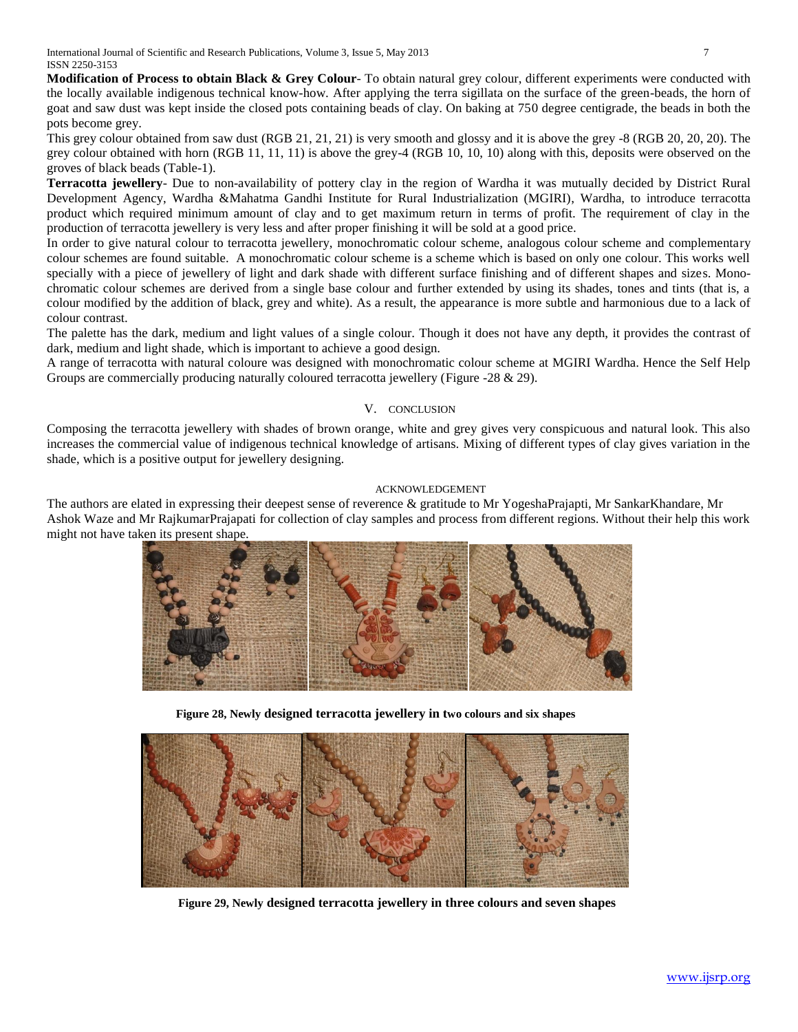**Modification of Process to obtain Black & Grey Colour**- To obtain natural grey colour, different experiments were conducted with the locally available indigenous technical know-how. After applying the terra sigillata on the surface of the green-beads, the horn of goat and saw dust was kept inside the closed pots containing beads of clay. On baking at 750 degree centigrade, the beads in both the pots become grey.

This grey colour obtained from saw dust (RGB 21, 21, 21) is very smooth and glossy and it is above the grey -8 (RGB 20, 20, 20). The grey colour obtained with horn (RGB 11, 11, 11) is above the grey-4 (RGB 10, 10, 10) along with this, deposits were observed on the groves of black beads (Table-1).

**Terracotta jewellery**- Due to non-availability of pottery clay in the region of Wardha it was mutually decided by District Rural Development Agency, Wardha &Mahatma Gandhi Institute for Rural Industrialization (MGIRI), Wardha, to introduce terracotta product which required minimum amount of clay and to get maximum return in terms of profit. The requirement of clay in the production of terracotta jewellery is very less and after proper finishing it will be sold at a good price.

In order to give natural colour to terracotta jewellery, monochromatic colour scheme, analogous colour scheme and complementary colour schemes are found suitable. A monochromatic colour scheme is a scheme which is based on only one colour. This works well specially with a piece of jewellery of light and dark shade with different surface finishing and of different shapes and sizes. Monochromatic colour schemes are derived from a single base colour and further extended by using its shades, tones and tints (that is, a colour modified by the addition of black, grey and white). As a result, the appearance is more subtle and harmonious due to a lack of colour contrast.

The palette has the dark, medium and light values of a single colour. Though it does not have any depth, it provides the contrast of dark, medium and light shade, which is important to achieve a good design.

A range of terracotta with natural coloure was designed with monochromatic colour scheme at MGIRI Wardha. Hence the Self Help Groups are commercially producing naturally coloured terracotta jewellery (Figure -28 & 29).

## V. CONCLUSION

Composing the terracotta jewellery with shades of brown orange, white and grey gives very conspicuous and natural look. This also increases the commercial value of indigenous technical knowledge of artisans. Mixing of different types of clay gives variation in the shade, which is a positive output for jewellery designing.

## ACKNOWLEDGEMENT

The authors are elated in expressing their deepest sense of reverence & gratitude to Mr YogeshaPrajapti, Mr SankarKhandare, Mr Ashok Waze and Mr RajkumarPrajapati for collection of clay samples and process from different regions. Without their help this work might not have taken its present shape.

**Figure 28, Newly designed terracotta jewellery in two colours and six shapes**

**Figure 29, Newly designed terracotta jewellery in three colours and seven shapes**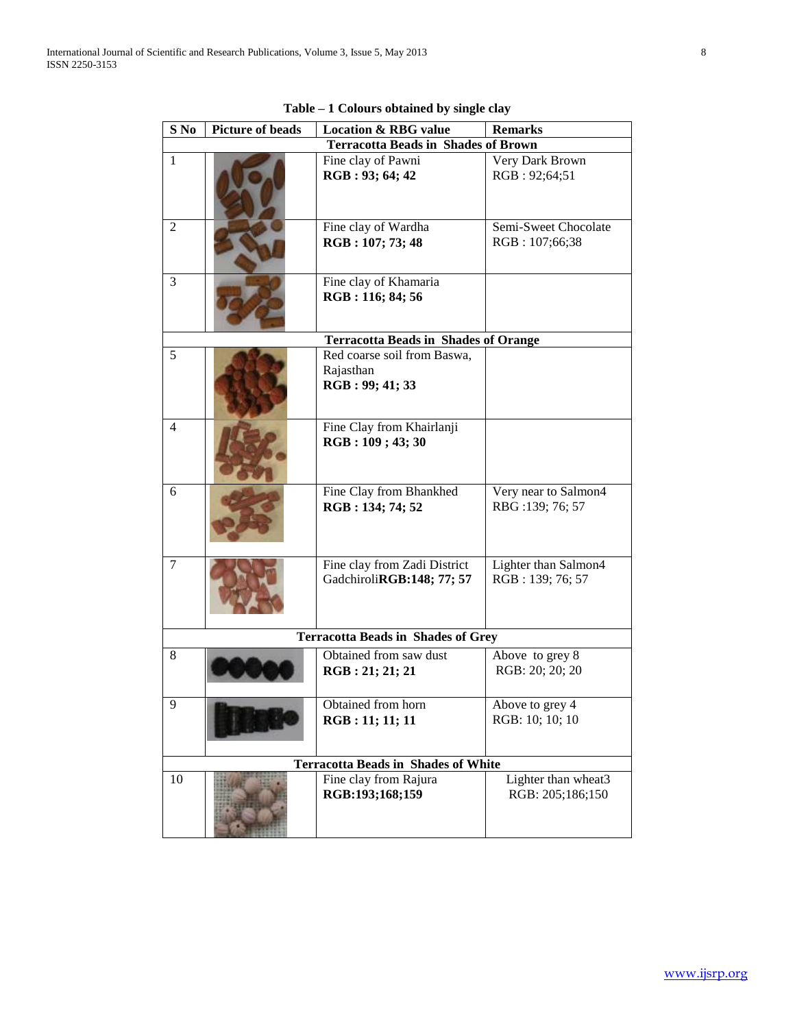**Table – 1 Colours obtained by single clay**

| S No | Picture of beads | Location & RBG value | Remarks |
|---|---|---|---|
| **Terracotta Beads in Shades of Brown** | | | |
| 1 | | Fine clay of Pawni **RGB : 93; 64; 42** | Very Dark Brown RGB : 92;64;51 |
| 2 | | Fine clay of Wardha **RGB : 107; 73; 48** | Semi-Sweet Chocolate RGB : 107;66;38 |
| 3 | | Fine clay of Khamaria **RGB : 116; 84; 56** | |
| **Terracotta Beads in Shades of Orange** | | | |
| 5 | | Red coarse soil from Baswa, Rajasthan **RGB : 99; 41; 33** | |
| 4 | | Fine Clay from Khairlanji **RGB : 109 ; 43; 30** | |
| 6 | | Fine Clay from Bhankhed **RGB : 134; 74; 52** | Very near to Salmon4 RBG :139; 76; 57 |
| 7 | | Fine clay from Zadi District Gadchiroli**RGB:148; 77; 57** | Lighter than Salmon4 RGB : 139; 76; 57 |
| **Terracotta Beads in Shades of Grey** | | | |
| 8 | | Obtained from saw dust **RGB : 21; 21; 21** | Above to grey 8 RGB: 20; 20; 20 |
| 9 | | Obtained from horn **RGB : 11; 11; 11** | Above to grey 4 RGB: 10; 10; 10 |
| **Terracotta Beads in Shades of White** | | | |
| 10 | | Fine clay from Rajura **RGB:193;168;159** | Lighter than wheat3 RGB: 205;186;150 |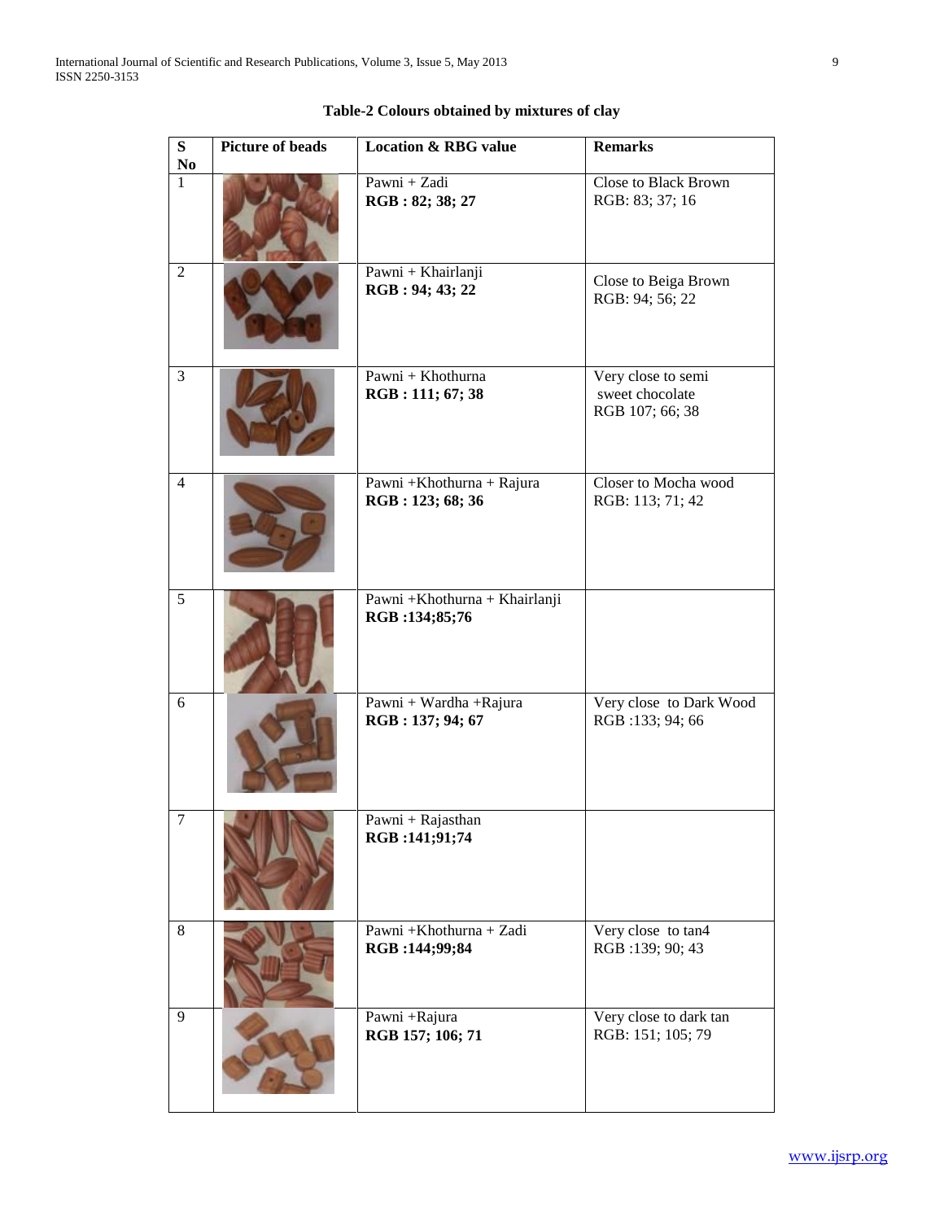**Table-2 Colours obtained by mixtures of clay**

| S No | Picture of beads | Location & RBG value | Remarks |
|---|---|---|---|
| 1 | | Pawni + Zadi **RGB : 82; 38; 27** | Close to Black Brown RGB: 83; 37; 16 |
| 2 | | Pawni + Khairlanji **RGB : 94; 43; 22** | Close to Beiga Brown RGB: 94; 56; 22 |
| 3 | | Pawni + Khothurna **RGB : 111; 67; 38** | Very close to semi sweet chocolate RGB 107; 66; 38 |
| 4 | | Pawni +Khothurna + Rajura **RGB : 123; 68; 36** | Closer to Mocha wood RGB: 113; 71; 42 |
| 5 | | Pawni +Khothurna + Khairlanji **RGB :134;85;76** | |
| 6 | | Pawni + Wardha +Rajura **RGB : 137; 94; 67** | Very close to Dark Wood RGB :133; 94; 66 |
| 7 | | Pawni + Rajasthan **RGB :141;91;74** | |
| 8 | | Pawni +Khothurna + Zadi **RGB :144;99;84** | Very close to tan4 RGB :139; 90; 43 |
| 9 | | Pawni +Rajura **RGB 157; 106; 71** | Very close to dark tan RGB: 151; 105; 79 |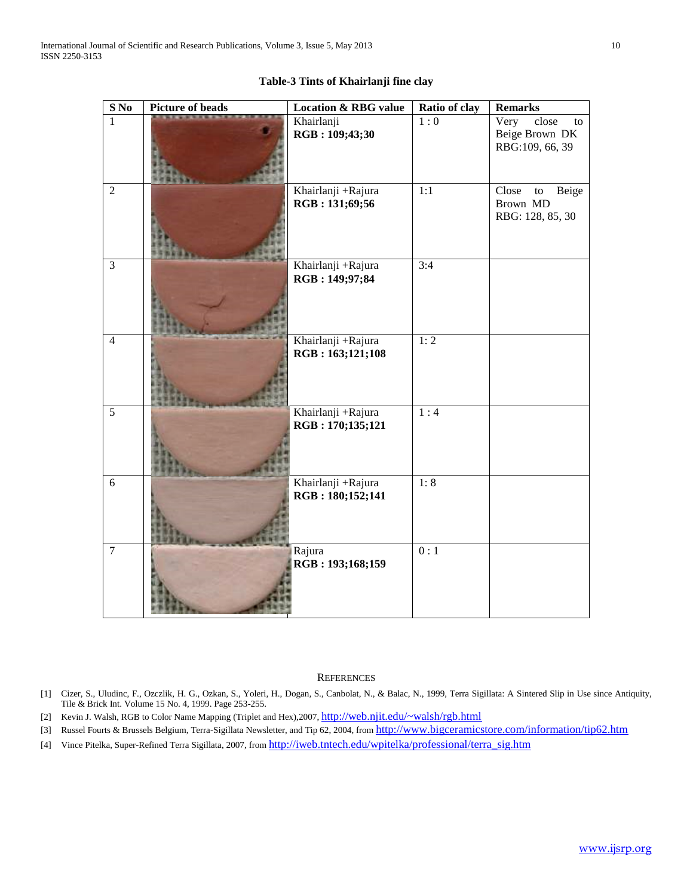**Table-3 Tints of Khairlanji fine clay**

| S No | Picture of beads | Location & RBG value | Ratio of clay | Remarks |
|---|---|---|---|---|
| 1 | | Khairlanji **RGB : 109;43;30** | 1 : 0 | Very close to Beige Brown DK RBG:109, 66, 39 |
| 2 | | Khairlanji +Rajura **RGB : 131;69;56** | 1:1 | Close to Beige Brown MD RBG: 128, 85, 30 |
| 3 | | Khairlanji +Rajura **RGB : 149;97;84** | 3:4 | |
| 4 | | Khairlanji +Rajura **RGB : 163;121;108** | 1: 2 | |
| 5 | | Khairlanji +Rajura **RGB : 170;135;121** | 1 : 4 | |
| 6 | | Khairlanji +Rajura **RGB : 180;152;141** | 1: 8 | |
| 7 | | Rajura **RGB : 193;168;159** | 0 : 1 | |

## REFERENCES

[1] Cizer, S., Uludinc, F., Ozczlik, H. G., Ozkan, S., Yoleri, H., Dogan, S., Canbolat, N., & Balac, N., 1999, Terra Sigillata: A Sintered Slip in Use since Antiquity, Tile & Brick Int. Volume 15 No. 4, 1999. Page 253-255.

[2] Kevin J. Walsh, RGB to Color Name Mapping (Triplet and Hex),2007, http://web.njit.edu/~walsh/rgb.html

[3] Russel Fourts & Brussels Belgium, Terra-Sigillata Newsletter, and Tip 62, 2004, from http://www.bigceramicstore.com/information/tip62.htm

[4] Vince Pitelka, Super-Refined Terra Sigillata, 2007, from http://iweb.tntech.edu/wpitelka/professional/terra_sig.htm